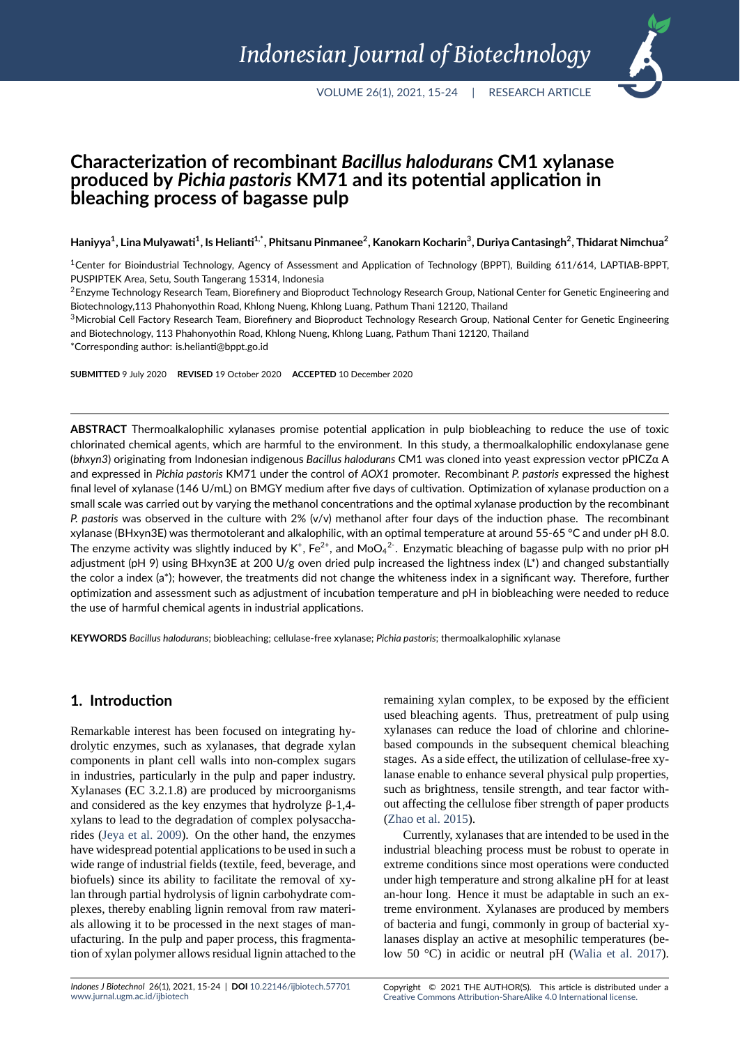# Characterization of recombinant *Bacillus halodurans* CM1 xylanase produced by *Pichia pastoris* KM71 and its potential application in bleaching process of bagasse pulp

**Haniyya[1], Lina Mulyawati[1], Is Helianti[1,*], Phitsanu Pinmanee[2], Kanokarn Kocharin[3], Duriya Cantasingh[2], Thidarat Nimchua[2]**

[1]Center for Bioindustrial Technology, Agency of Assessment and Application of Technology (BPPT), Building 611/614, LAPTIAB-BPPT, PUSPIPTEK Area, Setu, South Tangerang 15314, Indonesia

[2]Enzyme Technology Research Team, Biorefinery and Bioproduct Technology Research Group, National Center for Genetic Engineering and Biotechnology,113 Phahonyothin Road, Khlong Nueng, Khlong Luang, Pathum Thani 12120, Thailand

[3]Microbial Cell Factory Research Team, Biorefinery and Bioproduct Technology Research Group, National Center for Genetic Engineering and Biotechnology, 113 Phahonyothin Road, Khlong Nueng, Khlong Luang, Pathum Thani 12120, Thailand

*Corresponding author: is.helianti@bppt.go.id

**SUBMITTED** 9 July 2020 **REVISED** 19 October 2020 **ACCEPTED** 10 December 2020

**ABSTRACT** Thermoalkalophilic xylanases promise potential application in pulp biobleaching to reduce the use of toxic chlorinated chemical agents, which are harmful to the environment. In this study, a thermoalkalophilic endoxylanase gene (*bhxyn3*) originating from Indonesian indigenous *Bacillus halodurans* CM1 was cloned into yeast expression vector pPICZα A and expressed in *Pichia pastoris* KM71 under the control of *AOX1* promoter. Recombinant *P. pastoris* expressed the highest final level of xylanase (146 U/mL) on BMGY medium after five days of cultivation. Optimization of xylanase production on a small scale was carried out by varying the methanol concentrations and the optimal xylanase production by the recombinant *P. pastoris* was observed in the culture with 2% (v/v) methanol after four days of the induction phase. The recombinant xylanase (BHxyn3E) was thermotolerant and alkalophilic, with an optimal temperature at around 55-65 °C and under pH 8.0. The enzyme activity was slightly induced by $K^+$, $Fe^{2+}$, and $MoO_4^{2-}$. Enzymatic bleaching of bagasse pulp with no prior pH adjustment (pH 9) using BHxyn3E at 200 U/g oven dried pulp increased the lightness index (L*) and changed substantially the color a index (a*); however, the treatments did not change the whiteness index in a significant way. Therefore, further optimization and assessment such as adjustment of incubation temperature and pH in biobleaching were needed to reduce the use of harmful chemical agents in industrial applications.

**KEYWORDS** *Bacillus halodurans*; biobleaching; cellulase-free xylanase; *Pichia pastoris*; thermoalkalophilic xylanase

## 1. Introduction

Remarkable interest has been focused on integrating hydrolytic enzymes, such as xylanases, that degrade xylan components in plant cell walls into non-complex sugars in industries, particularly in the pulp and paper industry. Xylanases (EC 3.2.1.8) are produced by microorganisms and considered as the key enzymes that hydrolyze β-1,4-xylans to lead to the degradation of complex polysaccharides (Jeya et al. 2009). On the other hand, the enzymes have widespread potential applications to be used in such a wide range of industrial fields (textile, feed, beverage, and biofuels) since its ability to facilitate the removal of xylan through partial hydrolysis of lignin carbohydrate complexes, thereby enabling lignin removal from raw materials allowing it to be processed in the next stages of manufacturing. In the pulp and paper process, this fragmentation of xylan polymer allows residual lignin attached to the remaining xylan complex, to be exposed by the efficient used bleaching agents. Thus, pretreatment of pulp using xylanases can reduce the load of chlorine and chlorine-based compounds in the subsequent chemical bleaching stages. As a side effect, the utilization of cellulase-free xylanase enable to enhance several physical pulp properties, such as brightness, tensile strength, and tear factor without affecting the cellulose fiber strength of paper products (Zhao et al. 2015).

Currently, xylanases that are intended to be used in the industrial bleaching process must be robust to operate in extreme conditions since most operations were conducted under high temperature and strong alkaline pH for at least an-hour long. Hence it must be adaptable in such an extreme environment. Xylanases are produced by members of bacteria and fungi, commonly in group of bacterial xylanases display an active at mesophilic temperatures (below 50 °C) in acidic or neutral pH (Walia et al. 2017).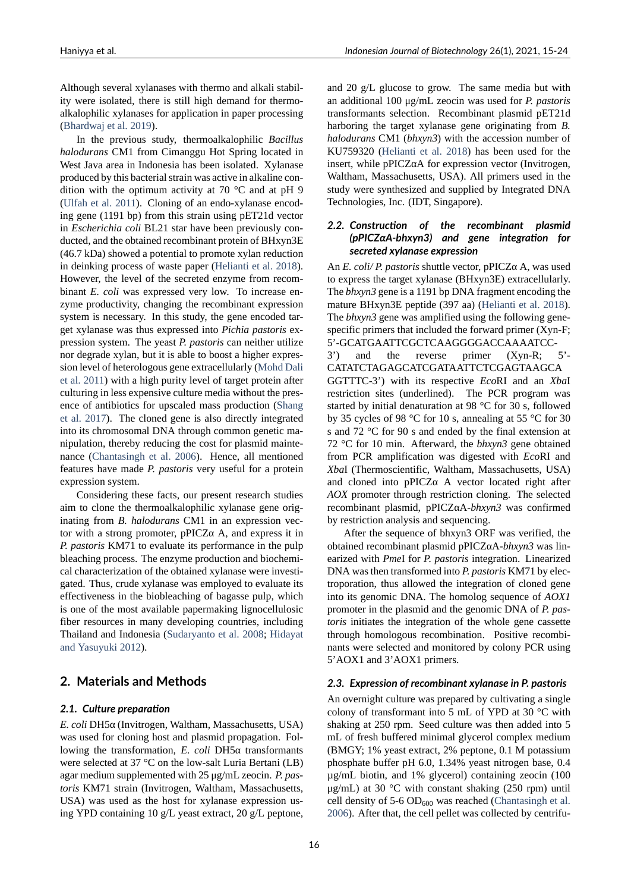Although several xylanases with thermo and alkali stability were isolated, there is still high demand for thermoalkalophilic xylanases for application in paper processing (Bhardwaj et al. 2019).

In the previous study, thermoalkalophilic *Bacillus halodurans* CM1 from Cimanggu Hot Spring located in West Java area in Indonesia has been isolated. Xylanase produced by this bacterial strain was active in alkaline condition with the optimum activity at 70 °C and at pH 9 (Ulfah et al. 2011). Cloning of an endo-xylanase encoding gene (1191 bp) from this strain using pET21d vector in *Escherichia coli* BL21 star have been previously conducted, and the obtained recombinant protein of BHxyn3E (46.7 kDa) showed a potential to promote xylan reduction in deinking process of waste paper (Helianti et al. 2018). However, the level of the secreted enzyme from recombinant *E. coli* was expressed very low. To increase enzyme productivity, changing the recombinant expression system is necessary. In this study, the gene encoded target xylanase was thus expressed into *Pichia pastoris* expression system. The yeast *P. pastoris* can neither utilize nor degrade xylan, but it is able to boost a higher expression level of heterologous gene extracellularly (Mohd Dali et al. 2011) with a high purity level of target protein after culturing in less expensive culture media without the presence of antibiotics for upscaled mass production (Shang et al. 2017). The cloned gene is also directly integrated into its chromosomal DNA through common genetic manipulation, thereby reducing the cost for plasmid maintenance (Chantasingh et al. 2006). Hence, all mentioned features have made *P. pastoris* very useful for a protein expression system.

Considering these facts, our present research studies aim to clone the thermoalkalophilic xylanase gene originating from *B. halodurans* CM1 in an expression vector with a strong promoter, pPICZα A, and express it in *P. pastoris* KM71 to evaluate its performance in the pulp bleaching process. The enzyme production and biochemical characterization of the obtained xylanase were investigated. Thus, crude xylanase was employed to evaluate its effectiveness in the biobleaching of bagasse pulp, which is one of the most available papermaking lignocellulosic fiber resources in many developing countries, including Thailand and Indonesia (Sudaryanto et al. 2008; Hidayat and Yasuyuki 2012).

## 2. Materials and Methods

### 2.1. Culture preparation

*E. coli* DH5α (Invitrogen, Waltham, Massachusetts, USA) was used for cloning host and plasmid propagation. Following the transformation, *E. coli* DH5α transformants were selected at 37 °C on the low-salt Luria Bertani (LB) agar medium supplemented with 25 µg/mL zeocin. *P. pastoris* KM71 strain (Invitrogen, Waltham, Massachusetts, USA) was used as the host for xylanase expression using YPD containing 10 g/L yeast extract, 20 g/L peptone, and 20 g/L glucose to grow. The same media but with an additional 100 µg/mL zeocin was used for *P. pastoris* transformants selection. Recombinant plasmid pET21d harboring the target xylanase gene originating from *B. halodurans* CM1 (*bhxyn3*) with the accession number of KU759320 (Helianti et al. 2018) has been used for the insert, while pPICZαA for expression vector (Invitrogen, Waltham, Massachusetts, USA). All primers used in the study were synthesized and supplied by Integrated DNA Technologies, Inc. (IDT, Singapore).

### 2.2. Construction of the recombinant plasmid (pPICZαA-bhxyn3) and gene integration for secreted xylanase expression

An *E. coli/ P. pastoris* shuttle vector, pPICZα A, was used to express the target xylanase (BHxyn3E) extracellularly. The *bhxyn3* gene is a 1191 bp DNA fragment encoding the mature BHxyn3E peptide (397 aa) (Helianti et al. 2018). The *bhxyn3* gene was amplified using the following gene-specific primers that included the forward primer (Xyn-F; 5'-GCATGAATTCGCTCAAGGGGACCAAAATCC-3') and the reverse primer (Xyn-R; 5'-CATATCTAGAGCATCGATAATTCTCGAGTAAGCAGGTTTC-3') with its respective *Eco*RI and an *Xba*I restriction sites (underlined). The PCR program was started by initial denaturation at 98 °C for 30 s, followed by 35 cycles of 98 °C for 10 s, annealing at 55 °C for 30 s and 72 °C for 90 s and ended by the final extension at 72 °C for 10 min. Afterward, the *bhxyn3* gene obtained from PCR amplification was digested with *Eco*RI and *Xba*I (Thermoscientific, Waltham, Massachusetts, USA) and cloned into pPICZα A vector located right after *AOX* promoter through restriction cloning. The selected recombinant plasmid, pPICZαA-*bhxyn3* was confirmed by restriction analysis and sequencing.

After the sequence of bhxyn3 ORF was verified, the obtained recombinant plasmid pPICZαA-*bhxyn3* was linearized with *Pme*I for *P. pastoris* integration. Linearized DNA was then transformed into *P. pastoris* KM71 by electroporation, thus allowed the integration of cloned gene into its genomic DNA. The homolog sequence of *AOX1* promoter in the plasmid and the genomic DNA of *P. pastoris* initiates the integration of the whole gene cassette through homologous recombination. Positive recombinants were selected and monitored by colony PCR using 5'AOX1 and 3'AOX1 primers.

### 2.3. Expression of recombinant xylanase in P. pastoris

An overnight culture was prepared by cultivating a single colony of transformant into 5 mL of YPD at 30 °C with shaking at 250 rpm. Seed culture was then added into 5 mL of fresh buffered minimal glycerol complex medium (BMGY; 1% yeast extract, 2% peptone, 0.1 M potassium phosphate buffer pH 6.0, 1.34% yeast nitrogen base, 0.4 µg/mL biotin, and 1% glycerol) containing zeocin (100 µg/mL) at 30 °C with constant shaking (250 rpm) until cell density of 5-6 $OD_{600}$ was reached (Chantasingh et al. 2006). After that, the cell pellet was collected by centrifu-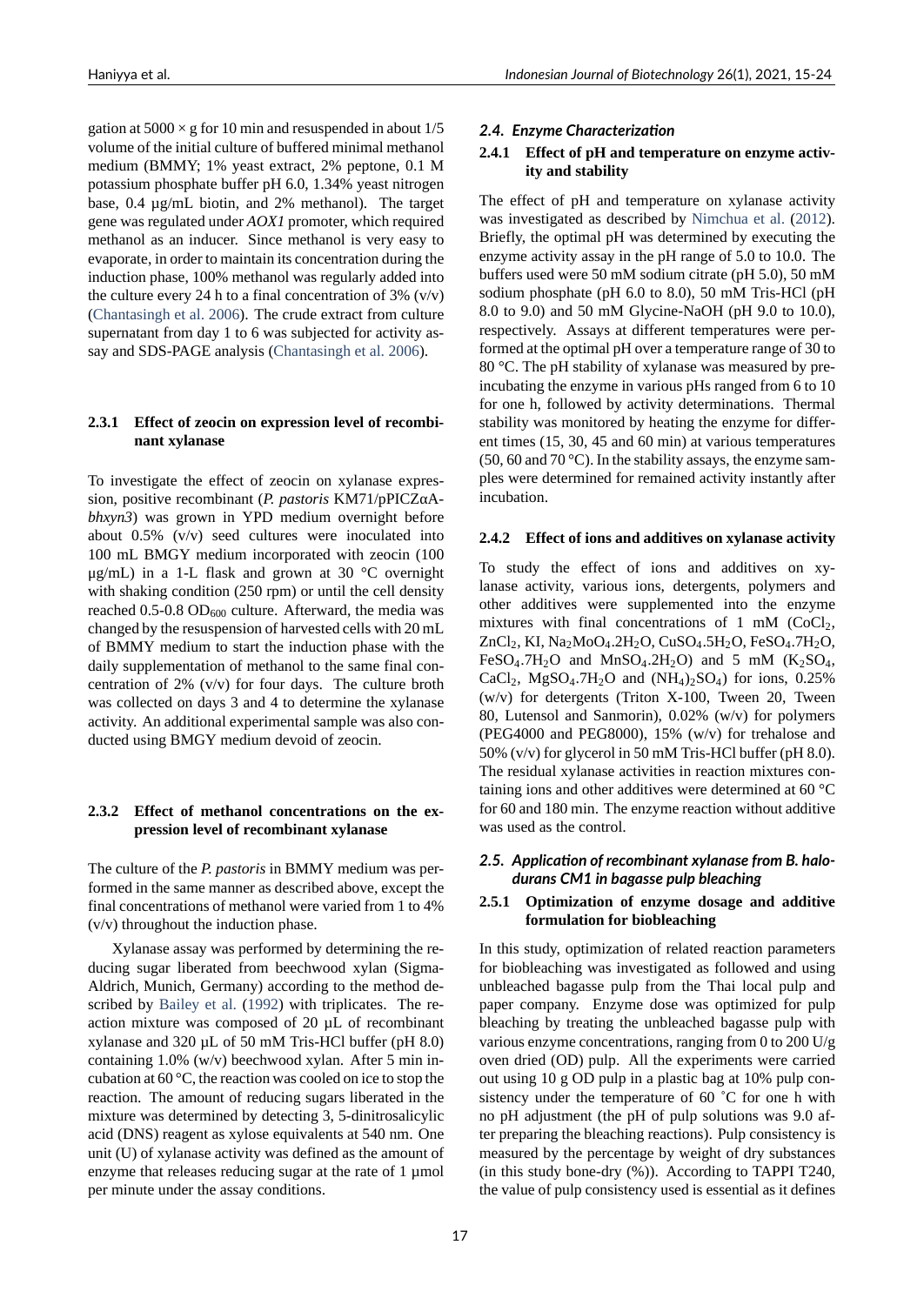gation at 5000 × g for 10 min and resuspended in about 1/5 volume of the initial culture of buffered minimal methanol medium (BMMY; 1% yeast extract, 2% peptone, 0.1 M potassium phosphate buffer pH 6.0, 1.34% yeast nitrogen base, 0.4 µg/mL biotin, and 2% methanol). The target gene was regulated under *AOX1* promoter, which required methanol as an inducer. Since methanol is very easy to evaporate, in order to maintain its concentration during the induction phase, 100% methanol was regularly added into the culture every 24 h to a final concentration of 3% (v/v) (Chantasingh et al. 2006). The crude extract from culture supernatant from day 1 to 6 was subjected for activity assay and SDS-PAGE analysis (Chantasingh et al. 2006).

### 2.3.1 Effect of zeocin on expression level of recombinant xylanase

To investigate the effect of zeocin on xylanase expression, positive recombinant (*P. pastoris* KM71/pPICZαA-*bhxyn3*) was grown in YPD medium overnight before about 0.5% (v/v) seed cultures were inoculated into 100 mL BMGY medium incorporated with zeocin (100 µg/mL) in a 1-L flask and grown at 30 °C overnight with shaking condition (250 rpm) or until the cell density reached 0.5-0.8 $OD_{600}$ culture. Afterward, the media was changed by the resuspension of harvested cells with 20 mL of BMMY medium to start the induction phase with the daily supplementation of methanol to the same final concentration of 2% (v/v) for four days. The culture broth was collected on days 3 and 4 to determine the xylanase activity. An additional experimental sample was also conducted using BMGY medium devoid of zeocin.

### 2.3.2 Effect of methanol concentrations on the expression level of recombinant xylanase

The culture of the *P. pastoris* in BMMY medium was performed in the same manner as described above, except the final concentrations of methanol were varied from 1 to 4% (v/v) throughout the induction phase.

Xylanase assay was performed by determining the reducing sugar liberated from beechwood xylan (Sigma-Aldrich, Munich, Germany) according to the method described by Bailey et al. (1992) with triplicates. The reaction mixture was composed of 20 µL of recombinant xylanase and 320 µL of 50 mM Tris-HCl buffer (pH 8.0) containing 1.0% (w/v) beechwood xylan. After 5 min incubation at 60 °C, the reaction was cooled on ice to stop the reaction. The amount of reducing sugars liberated in the mixture was determined by detecting 3, 5-dinitrosalicylic acid (DNS) reagent as xylose equivalents at 540 nm. One unit (U) of xylanase activity was defined as the amount of enzyme that releases reducing sugar at the rate of 1 µmol per minute under the assay conditions.

## 2.4. Enzyme Characterization

### 2.4.1 Effect of pH and temperature on enzyme activity and stability

The effect of pH and temperature on xylanase activity was investigated as described by Nimchua et al. (2012). Briefly, the optimal pH was determined by executing the enzyme activity assay in the pH range of 5.0 to 10.0. The buffers used were 50 mM sodium citrate (pH 5.0), 50 mM sodium phosphate (pH 6.0 to 8.0), 50 mM Tris-HCl (pH 8.0 to 9.0) and 50 mM Glycine-NaOH (pH 9.0 to 10.0), respectively. Assays at different temperatures were performed at the optimal pH over a temperature range of 30 to 80 °C. The pH stability of xylanase was measured by preincubating the enzyme in various pHs ranged from 6 to 10 for one h, followed by activity determinations. Thermal stability was monitored by heating the enzyme for different times (15, 30, 45 and 60 min) at various temperatures (50, 60 and 70 °C). In the stability assays, the enzyme samples were determined for remained activity instantly after incubation.

### 2.4.2 Effect of ions and additives on xylanase activity

To study the effect of ions and additives on xylanase activity, various ions, detergents, polymers and other additives were supplemented into the enzyme mixtures with final concentrations of 1 mM ($CoCl_2$, $ZnCl_2$, KI, $Na_2MoO_4.2H_2O$, $CuSO_4.5H_2O$, $FeSO_4.7H_2O$, $FeSO_4.7H_2O$ and $MnSO_4.2H_2O$) and 5 mM ($K_2SO_4$, $CaCl_2$, $MgSO_4.7H_2O$ and $(NH_4)_2SO_4$) for ions, 0.25% (w/v) for detergents (Triton X-100, Tween 20, Tween 80, Lutensol and Sanmorin), 0.02% (w/v) for polymers (PEG4000 and PEG8000), 15% (w/v) for trehalose and 50% (v/v) for glycerol in 50 mM Tris-HCl buffer (pH 8.0). The residual xylanase activities in reaction mixtures containing ions and other additives were determined at 60 °C for 60 and 180 min. The enzyme reaction without additive was used as the control.

## 2.5. Application of recombinant xylanase from B. halodurans CM1 in bagasse pulp bleaching

### 2.5.1 Optimization of enzyme dosage and additive formulation for biobleaching

In this study, optimization of related reaction parameters for biobleaching was investigated as followed and using unbleached bagasse pulp from the Thai local pulp and paper company. Enzyme dose was optimized for pulp bleaching by treating the unbleached bagasse pulp with various enzyme concentrations, ranging from 0 to 200 U/g oven dried (OD) pulp. All the experiments were carried out using 10 g OD pulp in a plastic bag at 10% pulp consistency under the temperature of 60 ˚C for one h with no pH adjustment (the pH of pulp solutions was 9.0 after preparing the bleaching reactions). Pulp consistency is measured by the percentage by weight of dry substances (in this study bone-dry (%)). According to TAPPI T240, the value of pulp consistency used is essential as it defines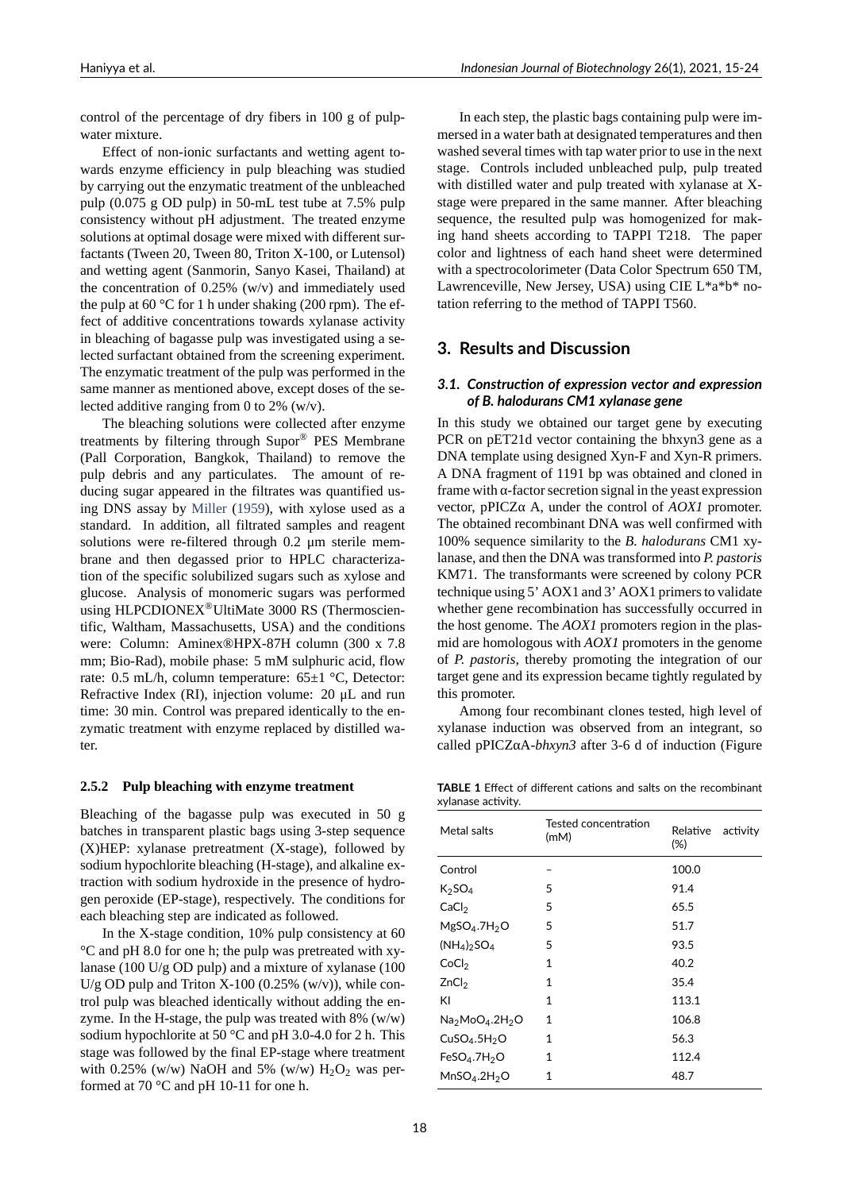control of the percentage of dry fibers in 100 g of pulp-water mixture.

Effect of non-ionic surfactants and wetting agent towards enzyme efficiency in pulp bleaching was studied by carrying out the enzymatic treatment of the unbleached pulp (0.075 g OD pulp) in 50-mL test tube at 7.5% pulp consistency without pH adjustment. The treated enzyme solutions at optimal dosage were mixed with different surfactants (Tween 20, Tween 80, Triton X-100, or Lutensol) and wetting agent (Sanmorin, Sanyo Kasei, Thailand) at the concentration of 0.25% (w/v) and immediately used the pulp at 60 °C for 1 h under shaking (200 rpm). The effect of additive concentrations towards xylanase activity in bleaching of bagasse pulp was investigated using a selected surfactant obtained from the screening experiment. The enzymatic treatment of the pulp was performed in the same manner as mentioned above, except doses of the selected additive ranging from 0 to 2% (w/v).

The bleaching solutions were collected after enzyme treatments by filtering through Supor® PES Membrane (Pall Corporation, Bangkok, Thailand) to remove the pulp debris and any particulates. The amount of reducing sugar appeared in the filtrates was quantified using DNS assay by Miller (1959), with xylose used as a standard. In addition, all filtrated samples and reagent solutions were re-filtered through 0.2 µm sterile membrane and then degassed prior to HPLC characterization of the specific solubilized sugars such as xylose and glucose. Analysis of monomeric sugars was performed using HLPCDIONEX®UltiMate 3000 RS (Thermoscientific, Waltham, Massachusetts, USA) and the conditions were: Column: Aminex®HPX-87H column (300 x 7.8 mm; Bio-Rad), mobile phase: 5 mM sulphuric acid, flow rate: 0.5 mL/h, column temperature: 65±1 °C, Detector: Refractive Index (RI), injection volume: 20 µL and run time: 30 min. Control was prepared identically to the enzymatic treatment with enzyme replaced by distilled water.

#### 2.5.2 Pulp bleaching with enzyme treatment

Bleaching of the bagasse pulp was executed in 50 g batches in transparent plastic bags using 3-step sequence (X)HEP: xylanase pretreatment (X-stage), followed by sodium hypochlorite bleaching (H-stage), and alkaline extraction with sodium hydroxide in the presence of hydrogen peroxide (EP-stage), respectively. The conditions for each bleaching step are indicated as followed.

In the X-stage condition, 10% pulp consistency at 60 °C and pH 8.0 for one h; the pulp was pretreated with xylanase (100 U/g OD pulp) and a mixture of xylanase (100 U/g OD pulp and Triton X-100 (0.25% (w/v)), while control pulp was bleached identically without adding the enzyme. In the H-stage, the pulp was treated with 8% (w/w) sodium hypochlorite at 50 °C and pH 3.0-4.0 for 2 h. This stage was followed by the final EP-stage where treatment with 0.25% (w/w) NaOH and 5% (w/w) $H_2O_2$ was performed at 70 °C and pH 10-11 for one h.

In each step, the plastic bags containing pulp were immersed in a water bath at designated temperatures and then washed several times with tap water prior to use in the next stage. Controls included unbleached pulp, pulp treated with distilled water and pulp treated with xylanase at X-stage were prepared in the same manner. After bleaching sequence, the resulted pulp was homogenized for making hand sheets according to TAPPI T218. The paper color and lightness of each hand sheet were determined with a spectrocolorimeter (Data Color Spectrum 650 TM, Lawrenceville, New Jersey, USA) using CIE L*a*b* notation referring to the method of TAPPI T560.

## 3. Results and Discussion

### 3.1. Construction of expression vector and expression of *B. halodurans* CM1 xylanase gene

In this study we obtained our target gene by executing PCR on pET21d vector containing the bhxyn3 gene as a DNA template using designed Xyn-F and Xyn-R primers. A DNA fragment of 1191 bp was obtained and cloned in frame with α-factor secretion signal in the yeast expression vector, pPICZα A, under the control of *AOX1* promoter. The obtained recombinant DNA was well confirmed with 100% sequence similarity to the *B. halodurans* CM1 xylanase, and then the DNA was transformed into *P. pastoris* KM71. The transformants were screened by colony PCR technique using 5' AOX1 and 3' AOX1 primers to validate whether gene recombination has successfully occurred in the host genome. The *AOX1* promoters region in the plasmid are homologous with *AOX1* promoters in the genome of *P. pastoris*, thereby promoting the integration of our target gene and its expression became tightly regulated by this promoter.

Among four recombinant clones tested, high level of xylanase induction was observed from an integrant, so called pPICZαA-*bhxyn3* after 3-6 d of induction (Figure

**TABLE 1** Effect of different cations and salts on the recombinant xylanase activity.

| Metal salts | Tested concentration (mM) | Relative activity (%) |
|---|---|---|
| Control | – | 100.0 |
| $K_2SO_4$ | 5 | 91.4 |
| $CaCl_2$ | 5 | 65.5 |
| $MgSO_4.7H_2O$ | 5 | 51.7 |
| $(NH_4)_2SO_4$ | 5 | 93.5 |
| $CoCl_2$ | 1 | 40.2 |
| $ZnCl_2$ | 1 | 35.4 |
| KI | 1 | 113.1 |
| $Na_2MoO_4.2H_2O$ | 1 | 106.8 |
| $CuSO_4.5H_2O$ | 1 | 56.3 |
| $FeSO_4.7H_2O$ | 1 | 112.4 |
| $MnSO_4.2H_2O$ | 1 | 48.7 |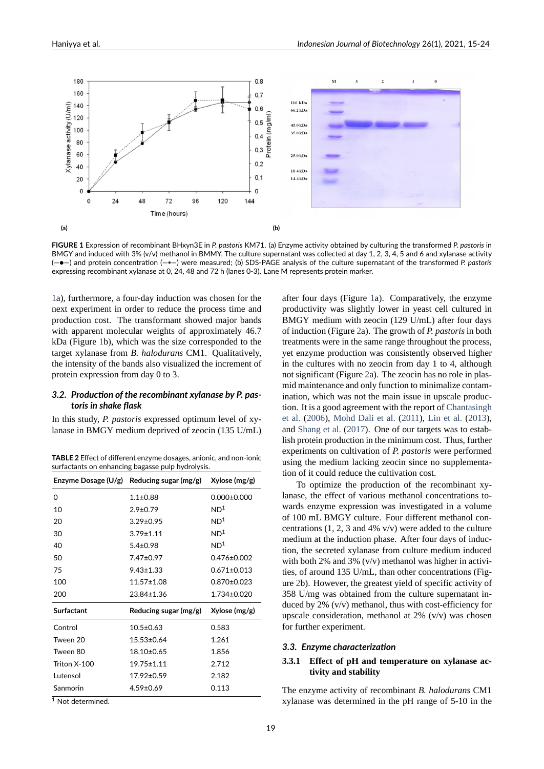**FIGURE 1** Expression of recombinant BHxyn3E in *P. pastoris* KM71. (a) Enzyme activity obtained by culturing the transformed *P. pastoris* in BMGY and induced with 3% (v/v) methanol in BMMY. The culture supernatant was collected at day 1, 2, 3, 4, 5 and 6 and xylanase activity (—●—) and protein concentration (—▪—) were measured; (b) SDS-PAGE analysis of the culture supernatant of the transformed *P. pastoris* expressing recombinant xylanase at 0, 24, 48 and 72 h (lanes 0-3). Lane M represents protein marker.

1a), furthermore, a four-day induction was chosen for the next experiment in order to reduce the process time and production cost. The transformant showed major bands with apparent molecular weights of approximately 46.7 kDa (Figure 1b), which was the size corresponded to the target xylanase from *B. halodurans* CM1. Qualitatively, the intensity of the bands also visualized the increment of protein expression from day 0 to 3.

### 3.2. Production of the recombinant xylanase by *P. pastoris* in shake flask

In this study, *P. pastoris* expressed optimum level of xylanase in BMGY medium deprived of zeocin (135 U/mL) after four days (Figure 1a). Comparatively, the enzyme productivity was slightly lower in yeast cell cultured in BMGY medium with zeocin (129 U/mL) after four days of induction (Figure 2a). The growth of *P. pastoris* in both treatments were in the same range throughout the process, yet enzyme production was consistently observed higher in the cultures with no zeocin from day 1 to 4, although not significant (Figure 2a). The zeocin has no role in plasmid maintenance and only function to minimalize contamination, which was not the main issue in upscale production. It is a good agreement with the report of Chantasingh et al. (2006), Mohd Dali et al. (2011), Lin et al. (2013), and Shang et al. (2017). One of our targets was to establish protein production in the minimum cost. Thus, further experiments on cultivation of *P. pastoris* were performed using the medium lacking zeocin since no supplementation of it could reduce the cultivation cost.

To optimize the production of the recombinant xylanase, the effect of various methanol concentrations towards enzyme expression was investigated in a volume of 100 mL BMGY culture. Four different methanol concentrations (1, 2, 3 and 4% v/v) were added to the culture medium at the induction phase. After four days of induction, the secreted xylanase from culture medium induced with both 2% and 3% (v/v) methanol was higher in activities, of around 135 U/mL, than other concentrations (Figure 2b). However, the greatest yield of specific activity of 358 U/mg was obtained from the culture supernatant induced by 2% (v/v) methanol, thus with cost-efficiency for upscale consideration, methanol at 2% (v/v) was chosen for further experiment.

**TABLE 2** Effect of different enzyme dosages, anionic, and non-ionic surfactants on enhancing bagasse pulp hydrolysis.

| Enzyme Dosage (U/g) | Reducing sugar (mg/g) | Xylose (mg/g) |
|---|---|---|
| 0 | 1.1±0.88 | 0.000±0.000 |
| 10 | 2.9±0.79 | ND[1] |
| 20 | 3.29±0.95 | ND[1] |
| 30 | 3.79±1.11 | ND[1] |
| 40 | 5.4±0.98 | ND[1] |
| 50 | 7.47±0.97 | 0.476±0.002 |
| 75 | 9.43±1.33 | 0.671±0.013 |
| 100 | 11.57±1.08 | 0.870±0.023 |
| 200 | 23.84±1.36 | 1.734±0.020 |
| **Surfactant** | **Reducing sugar (mg/g)** | **Xylose (mg/g)** |
| Control | 10.5±0.63 | 0.583 |
| Tween 20 | 15.53±0.64 | 1.261 |
| Tween 80 | 18.10±0.65 | 1.856 |
| Triton X-100 | 19.75±1.11 | 2.712 |
| Lutensol | 17.92±0.59 | 2.182 |
| Sanmorin | 4.59±0.69 | 0.113 |

[1] Not determined.

### 3.3. Enzyme characterization

#### 3.3.1 Effect of pH and temperature on xylanase activity and stability

The enzyme activity of recombinant *B. halodurans* CM1 xylanase was determined in the pH range of 5-10 in the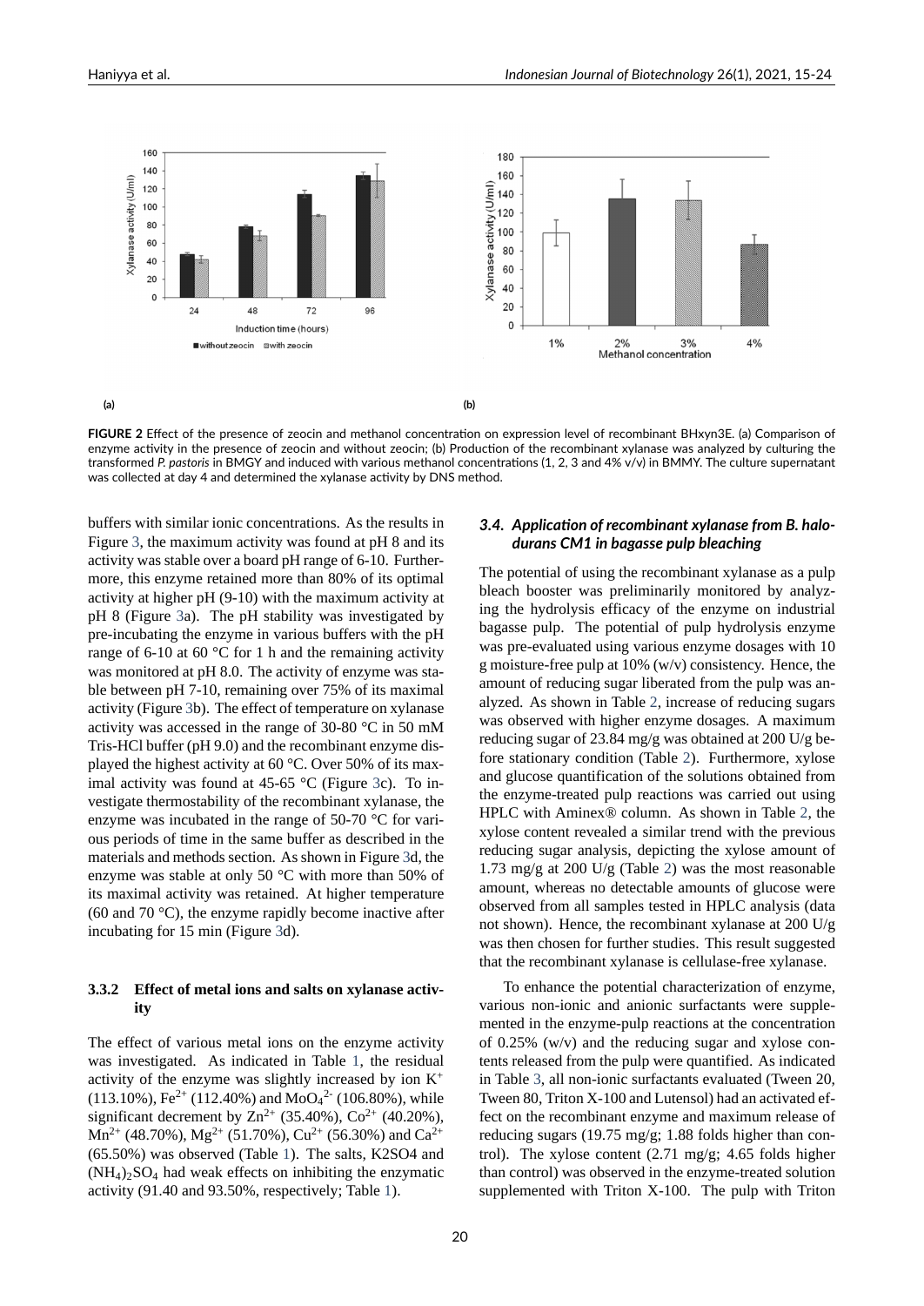**FIGURE 2** Effect of the presence of zeocin and methanol concentration on expression level of recombinant BHxyn3E. (a) Comparison of enzyme activity in the presence of zeocin and without zeocin; (b) Production of the recombinant xylanase was analyzed by culturing the transformed *P. pastoris* in BMGY and induced with various methanol concentrations (1, 2, 3 and 4% v/v) in BMMY. The culture supernatant was collected at day 4 and determined the xylanase activity by DNS method.

buffers with similar ionic concentrations. As the results in Figure 3, the maximum activity was found at pH 8 and its activity was stable over a board pH range of 6-10. Furthermore, this enzyme retained more than 80% of its optimal activity at higher pH (9-10) with the maximum activity at pH 8 (Figure 3a). The pH stability was investigated by pre-incubating the enzyme in various buffers with the pH range of 6-10 at 60 °C for 1 h and the remaining activity was monitored at pH 8.0. The activity of enzyme was stable between pH 7-10, remaining over 75% of its maximal activity (Figure 3b). The effect of temperature on xylanase activity was accessed in the range of 30-80 °C in 50 mM Tris-HCl buffer (pH 9.0) and the recombinant enzyme displayed the highest activity at 60 °C. Over 50% of its maximal activity was found at 45-65 °C (Figure 3c). To investigate thermostability of the recombinant xylanase, the enzyme was incubated in the range of 50-70 °C for various periods of time in the same buffer as described in the materials and methods section. As shown in Figure 3d, the enzyme was stable at only 50 °C with more than 50% of its maximal activity was retained. At higher temperature (60 and 70 °C), the enzyme rapidly become inactive after incubating for 15 min (Figure 3d).

### 3.3.2 Effect of metal ions and salts on xylanase activity

The effect of various metal ions on the enzyme activity was investigated. As indicated in Table 1, the residual activity of the enzyme was slightly increased by ion $K^+$ (113.10%), $Fe^{2+}$ (112.40%) and $MoO_4^{2-}$ (106.80%), while significant decrement by $Zn^{2+}$ (35.40%), $Co^{2+}$ (40.20%), $Mn^{2+}$ (48.70%), $Mg^{2+}$ (51.70%), $Cu^{2+}$ (56.30%) and $Ca^{2+}$ (65.50%) was observed (Table 1). The salts, K2SO4 and $(NH_4)_2SO_4$ had weak effects on inhibiting the enzymatic activity (91.40 and 93.50%, respectively; Table 1).

### 3.4. *Application of recombinant xylanase from B. halodurans CM1 in bagasse pulp bleaching*

The potential of using the recombinant xylanase as a pulp bleach booster was preliminarily monitored by analyzing the hydrolysis efficacy of the enzyme on industrial bagasse pulp. The potential of pulp hydrolysis enzyme was pre-evaluated using various enzyme dosages with 10 g moisture-free pulp at 10% (w/v) consistency. Hence, the amount of reducing sugar liberated from the pulp was analyzed. As shown in Table 2, increase of reducing sugars was observed with higher enzyme dosages. A maximum reducing sugar of 23.84 mg/g was obtained at 200 U/g before stationary condition (Table 2). Furthermore, xylose and glucose quantification of the solutions obtained from the enzyme-treated pulp reactions was carried out using HPLC with Aminex® column. As shown in Table 2, the xylose content revealed a similar trend with the previous reducing sugar analysis, depicting the xylose amount of 1.73 mg/g at 200 U/g (Table 2) was the most reasonable amount, whereas no detectable amounts of glucose were observed from all samples tested in HPLC analysis (data not shown). Hence, the recombinant xylanase at 200 U/g was then chosen for further studies. This result suggested that the recombinant xylanase is cellulase-free xylanase.

To enhance the potential characterization of enzyme, various non-ionic and anionic surfactants were supplemented in the enzyme-pulp reactions at the concentration of 0.25% (w/v) and the reducing sugar and xylose contents released from the pulp were quantified. As indicated in Table 3, all non-ionic surfactants evaluated (Tween 20, Tween 80, Triton X-100 and Lutensol) had an activated effect on the recombinant enzyme and maximum release of reducing sugars (19.75 mg/g; 1.88 folds higher than control). The xylose content (2.71 mg/g; 4.65 folds higher than control) was observed in the enzyme-treated solution supplemented with Triton X-100. The pulp with Triton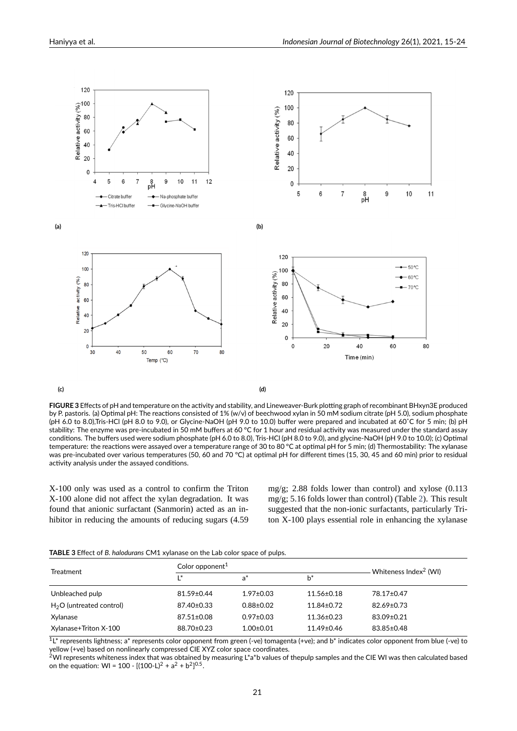**FIGURE 3** Effects of pH and temperature on the activity and stability, and Lineweaver-Burk plotting graph of recombinant BHxyn3E produced by P. pastoris. (a) Optimal pH: The reactions consisted of 1% (w/v) of beechwood xylan in 50 mM sodium citrate (pH 5.0), sodium phosphate (pH 6.0 to 8.0),Tris-HCl (pH 8.0 to 9.0), or Glycine-NaOH (pH 9.0 to 10.0) buffer were prepared and incubated at 60˚C for 5 min; (b) pH stability: The enzyme was pre-incubated in 50 mM buffers at 60 °C for 1 hour and residual activity was measured under the standard assay conditions. The buffers used were sodium phosphate (pH 6.0 to 8.0), Tris-HCl (pH 8.0 to 9.0), and glycine-NaOH (pH 9.0 to 10.0); (c) Optimal temperature: the reactions were assayed over a temperature range of 30 to 80 °C at optimal pH for 5 min; (d) Thermostability: The xylanase was pre-incubated over various temperatures (50, 60 and 70 °C) at optimal pH for different times (15, 30, 45 and 60 min) prior to residual activity analysis under the assayed conditions.

X-100 only was used as a control to confirm the Triton X-100 alone did not affect the xylan degradation. It was found that anionic surfactant (Sanmorin) acted as an inhibitor in reducing the amounts of reducing sugars (4.59 mg/g; 2.88 folds lower than control) and xylose (0.113 mg/g; 5.16 folds lower than control) (Table 2). This result suggested that the non-ionic surfactants, particularly Triton X-100 plays essential role in enhancing the xylanase

**TABLE 3** Effect of *B. halodurans* CM1 xylanase on the Lab color space of pulps.

| Treatment | Color opponent[1] | | | Whiteness Index[2] (WI) |
|---|---|---|---|---|
| | L* | a* | b* | |
| Unbleached pulp | 81.59±0.44 | 1.97±0.03 | 11.56±0.18 | 78.17±0.47 |
| $H_2O$ (untreated control) | 87.40±0.33 | 0.88±0.02 | 11.84±0.72 | 82.69±0.73 |
| Xylanase | 87.51±0.08 | 0.97±0.03 | 11.36±0.23 | 83.09±0.21 |
| Xylanase+Triton X-100 | 88.70±0.23 | 1.00±0.01 | 11.49±0.46 | 83.85±0.48 |

[1] L* represents lightness; a* represents color opponent from green (-ve) tomagenta (+ve); and b* indicates color opponent from blue (-ve) to yellow (+ve) based on nonlinearly compressed CIE XYZ color space coordinates.
[2] WI represents whiteness index that was obtained by measuring L*a*b values of thepulp samples and the CIE WI was then calculated based on the equation: $WI = 100 - [(100-L)^2 + a^2 + b^2]^{0.5}$.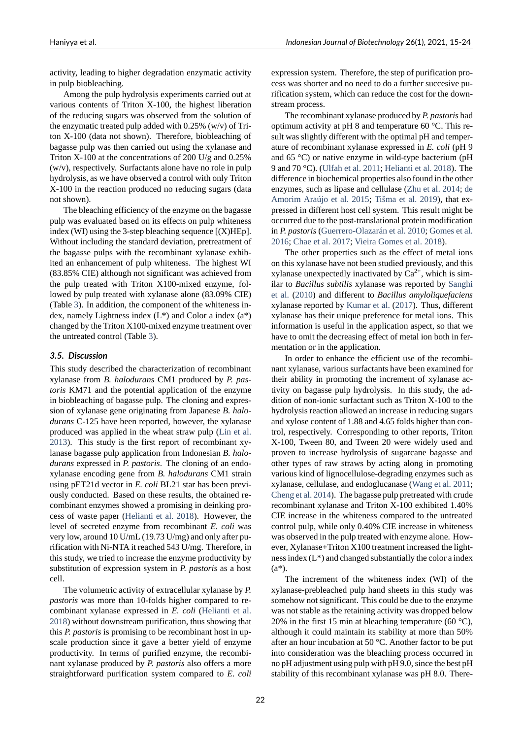activity, leading to higher degradation enzymatic activity in pulp biobleaching.

Among the pulp hydrolysis experiments carried out at various contents of Triton X-100, the highest liberation of the reducing sugars was observed from the solution of the enzymatic treated pulp added with 0.25% (w/v) of Triton X-100 (data not shown). Therefore, biobleaching of bagasse pulp was then carried out using the xylanase and Triton X-100 at the concentrations of 200 U/g and 0.25% (w/v), respectively. Surfactants alone have no role in pulp hydrolysis, as we have observed a control with only Triton X-100 in the reaction produced no reducing sugars (data not shown).

The bleaching efficiency of the enzyme on the bagasse pulp was evaluated based on its effects on pulp whiteness index (WI) using the 3-step bleaching sequence [(X)HEp]. Without including the standard deviation, pretreatment of the bagasse pulps with the recombinant xylanase exhibited an enhancement of pulp whiteness. The highest WI (83.85% CIE) although not significant was achieved from the pulp treated with Triton X100-mixed enzyme, followed by pulp treated with xylanase alone (83.09% CIE) (Table 3). In addition, the component of the whiteness index, namely Lightness index (L*) and Color a index (a*) changed by the Triton X100-mixed enzyme treatment over the untreated control (Table 3).

### 3.5. Discussion

This study described the characterization of recombinant xylanase from *B. halodurans* CM1 produced by *P. pastoris* KM71 and the potential application of the enzyme in biobleaching of bagasse pulp. The cloning and expression of xylanase gene originating from Japanese *B. halodurans* C-125 have been reported, however, the xylanase produced was applied in the wheat straw pulp (Lin et al. 2013). This study is the first report of recombinant xylanase bagasse pulp application from Indonesian *B. halodurans* expressed in *P. pastoris*. The cloning of an endoxylanase encoding gene from *B. halodurans* CM1 strain using pET21d vector in *E. coli* BL21 star has been previously conducted. Based on these results, the obtained recombinant enzymes showed a promising in deinking process of waste paper (Helianti et al. 2018). However, the level of secreted enzyme from recombinant *E. coli* was very low, around 10 U/mL (19.73 U/mg) and only after purification with Ni-NTA it reached 543 U/mg. Therefore, in this study, we tried to increase the enzyme productivity by substitution of expression system in *P. pastoris* as a host cell.

The volumetric activity of extracellular xylanase by *P. pastoris* was more than 10-folds higher compared to recombinant xylanase expressed in *E. coli* (Helianti et al. 2018) without downstream purification, thus showing that this *P. pastoris* is promising to be recombinant host in upscale production since it gave a better yield of enzyme productivity. In terms of purified enzyme, the recombinant xylanase produced by *P. pastoris* also offers a more straightforward purification system compared to *E. coli* expression system. Therefore, the step of purification process was shorter and no need to do a further succesive purification system, which can reduce the cost for the downstream process.

The recombinant xylanase produced by *P. pastoris* had optimum activity at pH 8 and temperature 60 °C. This result was slightly different with the optimal pH and temperature of recombinant xylanase expressed in *E. coli* (pH 9 and 65 °C) or native enzyme in wild-type bacterium (pH 9 and 70 °C). (Ulfah et al. 2011; Helianti et al. 2018). The difference in biochemical properties also found in the other enzymes, such as lipase and cellulase (Zhu et al. 2014; de Amorim Araújo et al. 2015; Tišma et al. 2019), that expressed in different host cell system. This result might be occurred due to the post-translational protein modification in *P. pastoris* (Guerrero-Olazarán et al. 2010; Gomes et al. 2016; Chae et al. 2017; Vieira Gomes et al. 2018).

The other properties such as the effect of metal ions on this xylanase have not been studied previously, and this xylanase unexpectedly inactivated by $Ca^{2+}$, which is similar to *Bacillus subtilis* xylanase was reported by Sanghi et al. (2010) and different to *Bacillus amyloliquefaciens* xylanase reported by Kumar et al. (2017). Thus, different xylanase has their unique preference for metal ions. This information is useful in the application aspect, so that we have to omit the decreasing effect of metal ion both in fermentation or in the application.

In order to enhance the efficient use of the recombinant xylanase, various surfactants have been examined for their ability in promoting the increment of xylanase activity on bagasse pulp hydrolysis. In this study, the addition of non-ionic surfactant such as Triton X-100 to the hydrolysis reaction allowed an increase in reducing sugars and xylose content of 1.88 and 4.65 folds higher than control, respectively. Corresponding to other reports, Triton X-100, Tween 80, and Tween 20 were widely used and proven to increase hydrolysis of sugarcane bagasse and other types of raw straws by acting along in promoting various kind of lignocellulose-degrading enzymes such as xylanase, cellulase, and endoglucanase (Wang et al. 2011; Cheng et al. 2014). The bagasse pulp pretreated with crude recombinant xylanase and Triton X-100 exhibited 1.40% CIE increase in the whiteness compared to the untreated control pulp, while only 0.40% CIE increase in whiteness was observed in the pulp treated with enzyme alone. However, Xylanase+Triton X100 treatment increased the lightness index (L*) and changed substantially the color a index (a*).

The increment of the whiteness index (WI) of the xylanase-prebleached pulp hand sheets in this study was somehow not significant. This could be due to the enzyme was not stable as the retaining activity was dropped below 20% in the first 15 min at bleaching temperature (60 °C), although it could maintain its stability at more than 50% after an hour incubation at 50 °C. Another factor to be put into consideration was the bleaching process occurred in no pH adjustment using pulp with pH 9.0, since the best pH stability of this recombinant xylanase was pH 8.0. There-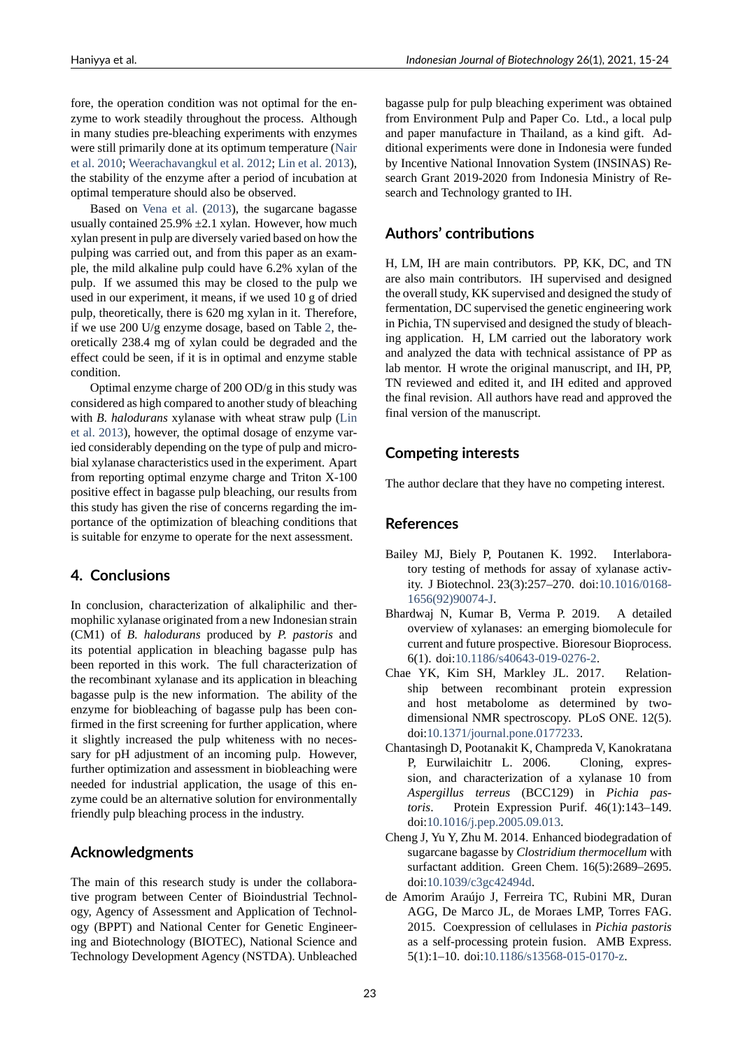fore, the operation condition was not optimal for the enzyme to work steadily throughout the process. Although in many studies pre-bleaching experiments with enzymes were still primarily done at its optimum temperature (Nair et al. 2010; Weerachavangkul et al. 2012; Lin et al. 2013), the stability of the enzyme after a period of incubation at optimal temperature should also be observed.

Based on Vena et al. (2013), the sugarcane bagasse usually contained 25.9% ±2.1 xylan. However, how much xylan present in pulp are diversely varied based on how the pulping was carried out, and from this paper as an example, the mild alkaline pulp could have 6.2% xylan of the pulp. If we assumed this may be closed to the pulp we used in our experiment, it means, if we used 10 g of dried pulp, theoretically, there is 620 mg xylan in it. Therefore, if we use 200 U/g enzyme dosage, based on Table 2, theoretically 238.4 mg of xylan could be degraded and the effect could be seen, if it is in optimal and enzyme stable condition.

Optimal enzyme charge of 200 OD/g in this study was considered as high compared to another study of bleaching with *B. halodurans* xylanase with wheat straw pulp (Lin et al. 2013), however, the optimal dosage of enzyme varied considerably depending on the type of pulp and microbial xylanase characteristics used in the experiment. Apart from reporting optimal enzyme charge and Triton X-100 positive effect in bagasse pulp bleaching, our results from this study has given the rise of concerns regarding the importance of the optimization of bleaching conditions that is suitable for enzyme to operate for the next assessment.

## 4. Conclusions

In conclusion, characterization of alkaliphilic and thermophilic xylanase originated from a new Indonesian strain (CM1) of *B. halodurans* produced by *P. pastoris* and its potential application in bleaching bagasse pulp has been reported in this work. The full characterization of the recombinant xylanase and its application in bleaching bagasse pulp is the new information. The ability of the enzyme for biobleaching of bagasse pulp has been confirmed in the first screening for further application, where it slightly increased the pulp whiteness with no necessary for pH adjustment of an incoming pulp. However, further optimization and assessment in biobleaching were needed for industrial application, the usage of this enzyme could be an alternative solution for environmentally friendly pulp bleaching process in the industry.

## Acknowledgments

The main of this research study is under the collaborative program between Center of Bioindustrial Technology, Agency of Assessment and Application of Technology (BPPT) and National Center for Genetic Engineering and Biotechnology (BIOTEC), National Science and Technology Development Agency (NSTDA). Unbleached bagasse pulp for pulp bleaching experiment was obtained from Environment Pulp and Paper Co. Ltd., a local pulp and paper manufacture in Thailand, as a kind gift. Additional experiments were done in Indonesia were funded by Incentive National Innovation System (INSINAS) Research Grant 2019-2020 from Indonesia Ministry of Research and Technology granted to IH.

## Authors' contributions

H, LM, IH are main contributors. PP, KK, DC, and TN are also main contributors. IH supervised and designed the overall study, KK supervised and designed the study of fermentation, DC supervised the genetic engineering work in Pichia, TN supervised and designed the study of bleaching application. H, LM carried out the laboratory work and analyzed the data with technical assistance of PP as lab mentor. H wrote the original manuscript, and IH, PP, TN reviewed and edited it, and IH edited and approved the final revision. All authors have read and approved the final version of the manuscript.

## Competing interests

The author declare that they have no competing interest.

## References

Bailey MJ, Biely P, Poutanen K. 1992. Interlaboratory testing of methods for assay of xylanase activity. J Biotechnol. 23(3):257–270. doi:10.1016/0168-1656(92)90074-J.

Bhardwaj N, Kumar B, Verma P. 2019. A detailed overview of xylanases: an emerging biomolecule for current and future prospective. Bioresour Bioprocess. 6(1). doi:10.1186/s40643-019-0276-2.

Chae YK, Kim SH, Markley JL. 2017. Relationship between recombinant protein expression and host metabolome as determined by two-dimensional NMR spectroscopy. PLoS ONE. 12(5). doi:10.1371/journal.pone.0177233.

Chantasingh D, Pootanakit K, Champreda V, Kanokratana P, Eurwilaichitr L. 2006. Cloning, expression, and characterization of a xylanase 10 from *Aspergillus terreus* (BCC129) in *Pichia pastoris*. Protein Expression Purif. 46(1):143–149. doi:10.1016/j.pep.2005.09.013.

Cheng J, Yu Y, Zhu M. 2014. Enhanced biodegradation of sugarcane bagasse by *Clostridium thermocellum* with surfactant addition. Green Chem. 16(5):2689–2695. doi:10.1039/c3gc42494d.

de Amorim Araújo J, Ferreira TC, Rubini MR, Duran AGG, De Marco JL, de Moraes LMP, Torres FAG. 2015. Coexpression of cellulases in *Pichia pastoris* as a self-processing protein fusion. AMB Express. 5(1):1–10. doi:10.1186/s13568-015-0170-z.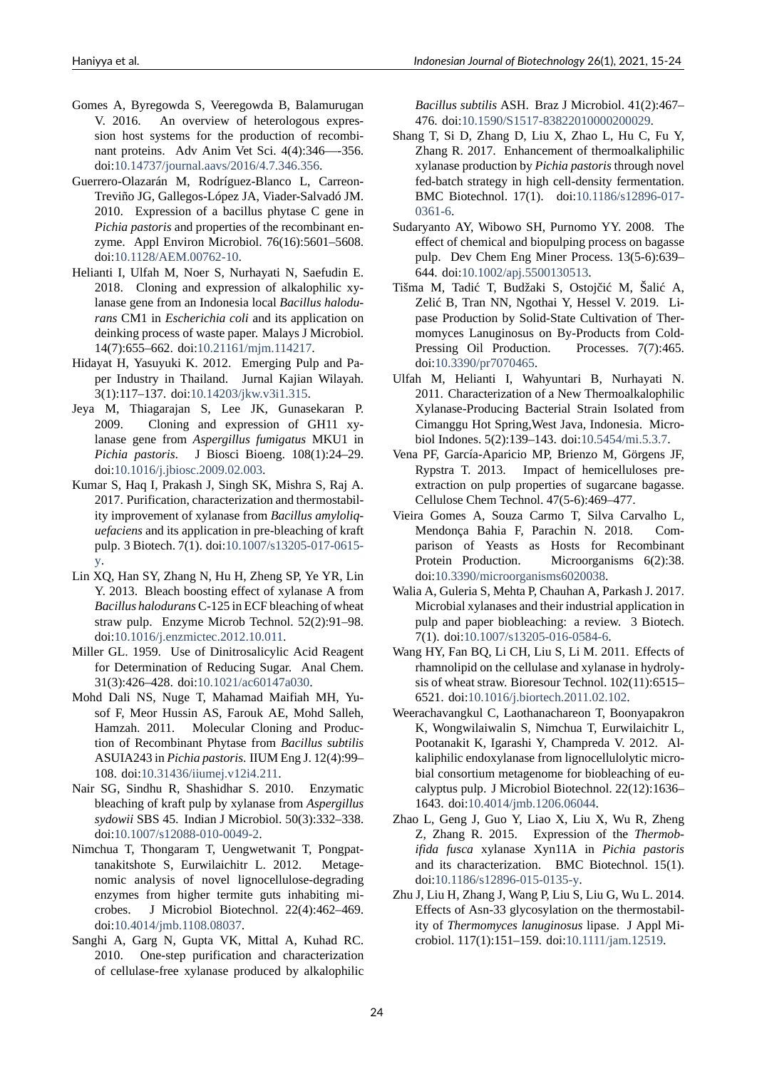Gomes A, Byregowda S, Veeregowda B, Balamurugan V. 2016. An overview of heterologous expression host systems for the production of recombinant proteins. Adv Anim Vet Sci. 4(4):346—-356. doi:10.14737/journal.aavs/2016/4.7.346.356.

Guerrero-Olazarán M, Rodríguez-Blanco L, Carreon-Treviño JG, Gallegos-López JA, Viader-Salvadó JM. 2010. Expression of a bacillus phytase C gene in *Pichia pastoris* and properties of the recombinant enzyme. Appl Environ Microbiol. 76(16):5601–5608. doi:10.1128/AEM.00762-10.

Helianti I, Ulfah M, Noer S, Nurhayati N, Saefudin E. 2018. Cloning and expression of alkalophilic xylanase gene from an Indonesia local *Bacillus halodurans* CM1 in *Escherichia coli* and its application on deinking process of waste paper. Malays J Microbiol. 14(7):655–662. doi:10.21161/mjm.114217.

Hidayat H, Yasuyuki K. 2012. Emerging Pulp and Paper Industry in Thailand. Jurnal Kajian Wilayah. 3(1):117–137. doi:10.14203/jkw.v3i1.315.

Jeya M, Thiagarajan S, Lee JK, Gunasekaran P. 2009. Cloning and expression of GH11 xylanase gene from *Aspergillus fumigatus* MKU1 in *Pichia pastoris*. J Biosci Bioeng. 108(1):24–29. doi:10.1016/j.jbiosc.2009.02.003.

Kumar S, Haq I, Prakash J, Singh SK, Mishra S, Raj A. 2017. Purification, characterization and thermostability improvement of xylanase from *Bacillus amyloliquefaciens* and its application in pre-bleaching of kraft pulp. 3 Biotech. 7(1). doi:10.1007/s13205-017-0615-y.

Lin XQ, Han SY, Zhang N, Hu H, Zheng SP, Ye YR, Lin Y. 2013. Bleach boosting effect of xylanase A from *Bacillus halodurans* C-125 in ECF bleaching of wheat straw pulp. Enzyme Microb Technol. 52(2):91–98. doi:10.1016/j.enzmictec.2012.10.011.

Miller GL. 1959. Use of Dinitrosalicylic Acid Reagent for Determination of Reducing Sugar. Anal Chem. 31(3):426–428. doi:10.1021/ac60147a030.

Mohd Dali NS, Nuge T, Mahamad Maifiah MH, Yusof F, Meor Hussin AS, Farouk AE, Mohd Salleh, Hamzah. 2011. Molecular Cloning and Production of Recombinant Phytase from *Bacillus subtilis* ASUIA243 in *Pichia pastoris*. IIUM Eng J. 12(4):99–108. doi:10.31436/iiumej.v12i4.211.

Nair SG, Sindhu R, Shashidhar S. 2010. Enzymatic bleaching of kraft pulp by xylanase from *Aspergillus sydowii* SBS 45. Indian J Microbiol. 50(3):332–338. doi:10.1007/s12088-010-0049-2.

Nimchua T, Thongaram T, Uengwetwanit T, Pongpattanakitshote S, Eurwilaichitr L. 2012. Metagenomic analysis of novel lignocellulose-degrading enzymes from higher termite guts inhabiting microbes. J Microbiol Biotechnol. 22(4):462–469. doi:10.4014/jmb.1108.08037.

Sanghi A, Garg N, Gupta VK, Mittal A, Kuhad RC. 2010. One-step purification and characterization of cellulase-free xylanase produced by alkalophilic *Bacillus subtilis* ASH. Braz J Microbiol. 41(2):467–476. doi:10.1590/S1517-83822010000200029.

Shang T, Si D, Zhang D, Liu X, Zhao L, Hu C, Fu Y, Zhang R. 2017. Enhancement of thermoalkaliphilic xylanase production by *Pichia pastoris* through novel fed-batch strategy in high cell-density fermentation. BMC Biotechnol. 17(1). doi:10.1186/s12896-017-0361-6.

Sudaryanto AY, Wibowo SH, Purnomo YY. 2008. The effect of chemical and biopulping process on bagasse pulp. Dev Chem Eng Miner Process. 13(5-6):639–644. doi:10.1002/apj.5500130513.

Tišma M, Tadić T, Budžaki S, Ostojčić M, Šalić A, Zelić B, Tran NN, Ngothai Y, Hessel V. 2019. Lipase Production by Solid-State Cultivation of Thermomyces Lanuginosus on By-Products from Cold-Pressing Oil Production. Processes. 7(7):465. doi:10.3390/pr7070465.

Ulfah M, Helianti I, Wahyuntari B, Nurhayati N. 2011. Characterization of a New Thermoalkalophilic Xylanase-Producing Bacterial Strain Isolated from Cimanggu Hot Spring,West Java, Indonesia. Microbiol Indones. 5(2):139–143. doi:10.5454/mi.5.3.7.

Vena PF, García-Aparicio MP, Brienzo M, Görgens JF, Rypstra T. 2013. Impact of hemicelluloses pre-extraction on pulp properties of sugarcane bagasse. Cellulose Chem Technol. 47(5-6):469–477.

Vieira Gomes A, Souza Carmo T, Silva Carvalho L, Mendonça Bahia F, Parachin N. 2018. Comparison of Yeasts as Hosts for Recombinant Protein Production. Microorganisms 6(2):38. doi:10.3390/microorganisms6020038.

Walia A, Guleria S, Mehta P, Chauhan A, Parkash J. 2017. Microbial xylanases and their industrial application in pulp and paper biobleaching: a review. 3 Biotech. 7(1). doi:10.1007/s13205-016-0584-6.

Wang HY, Fan BQ, Li CH, Liu S, Li M. 2011. Effects of rhamnolipid on the cellulase and xylanase in hydrolysis of wheat straw. Bioresour Technol. 102(11):6515–6521. doi:10.1016/j.biortech.2011.02.102.

Weerachavangkul C, Laothanachareon T, Boonyapakron K, Wongwilaiwalin S, Nimchua T, Eurwilaichitr L, Pootanakit K, Igarashi Y, Champreda V. 2012. Alkaliphilic endoxylanase from lignocellulolytic microbial consortium metagenome for biobleaching of eucalyptus pulp. J Microbiol Biotechnol. 22(12):1636–1643. doi:10.4014/jmb.1206.06044.

Zhao L, Geng J, Guo Y, Liao X, Liu X, Wu R, Zheng Z, Zhang R. 2015. Expression of the *Thermobifida fusca* xylanase Xyn11A in *Pichia pastoris* and its characterization. BMC Biotechnol. 15(1). doi:10.1186/s12896-015-0135-y.

Zhu J, Liu H, Zhang J, Wang P, Liu S, Liu G, Wu L. 2014. Effects of Asn-33 glycosylation on the thermostability of *Thermomyces lanuginosus* lipase. J Appl Microbiol. 117(1):151–159. doi:10.1111/jam.12519.